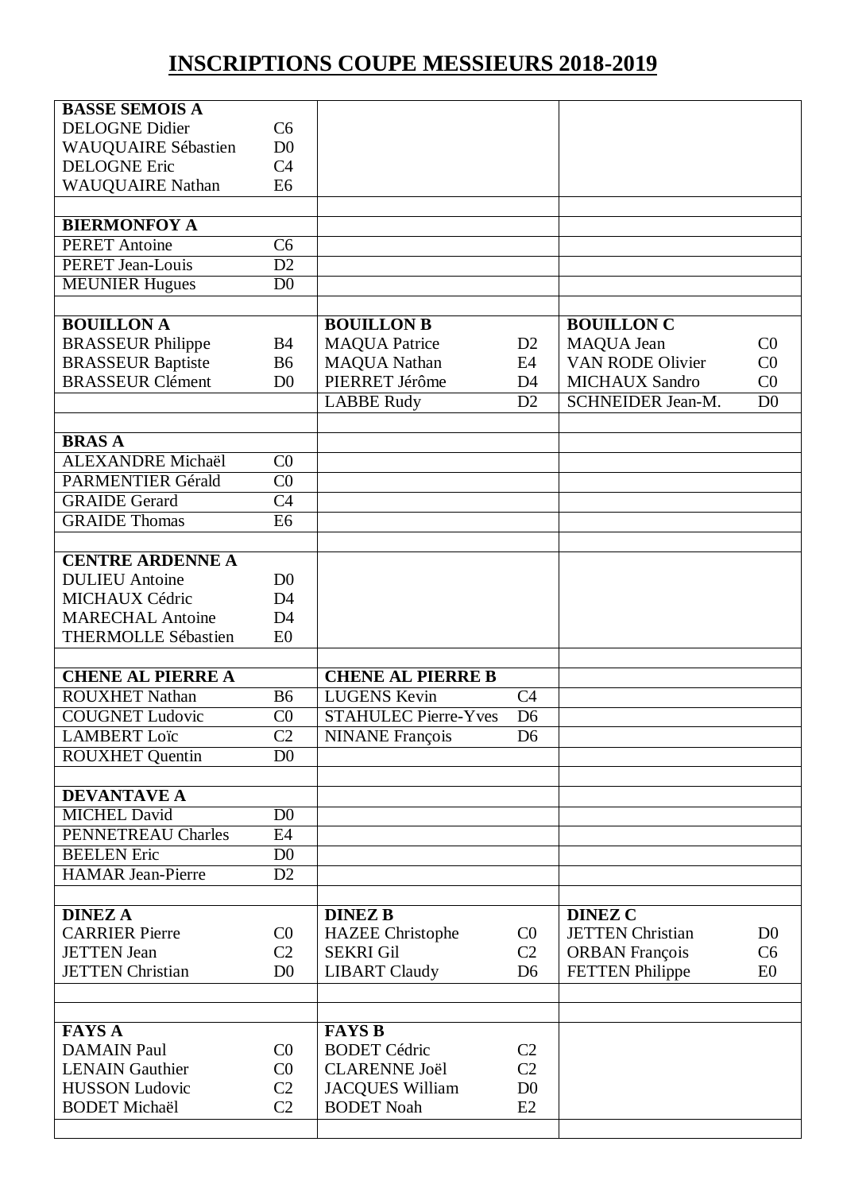# INSCRIPTIONS COUPE MESSIEURS 2018-2019

| | | | | | |
|---|---|---|---|---|---|
| **BASSE SEMOIS A** | | | | | |
| DELOGNE Didier | C6 | | | | |
| WAUQUAIRE Sébastien | D0 | | | | |
| DELOGNE Eric | C4 | | | | |
| WAUQUAIRE Nathan | E6 | | | | |
| | | | | | |
| **BIERMONFOY A** | | | | | |
| PERET Antoine | C6 | | | | |
| PERET Jean-Louis | D2 | | | | |
| MEUNIER Hugues | D0 | | | | |
| | | | | | |
| **BOUILLON A** | | **BOUILLON B** | | **BOUILLON C** | |
| BRASSEUR Philippe | B4 | MAQUA Patrice | D2 | MAQUA Jean | C0 |
| BRASSEUR Baptiste | B6 | MAQUA Nathan | E4 | VAN RODE Olivier | C0 |
| BRASSEUR Clément | D0 | PIERRET Jérôme | D4 | MICHAUX Sandro | C0 |
| | | LABBE Rudy | D2 | SCHNEIDER Jean-M. | D0 |
| | | | | | |
| **BRAS A** | | | | | |
| ALEXANDRE Michaël | C0 | | | | |
| PARMENTIER Gérald | C0 | | | | |
| GRAIDE Gerard | C4 | | | | |
| GRAIDE Thomas | E6 | | | | |
| | | | | | |
| **CENTRE ARDENNE A** | | | | | |
| DULIEU Antoine | D0 | | | | |
| MICHAUX Cédric | D4 | | | | |
| MARECHAL Antoine | D4 | | | | |
| THERMOLLE Sébastien | E0 | | | | |
| | | | | | |
| **CHENE AL PIERRE A** | | **CHENE AL PIERRE B** | | | |
| ROUXHET Nathan | B6 | LUGENS Kevin | C4 | | |
| COUGNET Ludovic | C0 | STAHULEC Pierre-Yves | D6 | | |
| LAMBERT Loïc | C2 | NINANE François | D6 | | |
| ROUXHET Quentin | D0 | | | | |
| | | | | | |
| **DEVANTAVE A** | | | | | |
| MICHEL David | D0 | | | | |
| PENNETREAU Charles | E4 | | | | |
| BEELEN Eric | D0 | | | | |
| HAMAR Jean-Pierre | D2 | | | | |
| | | | | | |
| **DINEZ A** | | **DINEZ B** | | **DINEZ C** | |
| CARRIER Pierre | C0 | HAZEE Christophe | C0 | JETTEN Christian | D0 |
| JETTEN Jean | C2 | SEKRI Gil | C2 | ORBAN François | C6 |
| JETTEN Christian | D0 | LIBART Claudy | D6 | FETTEN Philippe | E0 |
| | | | | | |
| | | | | | |
| **FAYS A** | | **FAYS B** | | | |
| DAMAIN Paul | C0 | BODET Cédric | C2 | | |
| LENAIN Gauthier | C0 | CLARENNE Joël | C2 | | |
| HUSSON Ludovic | C2 | JACQUES William | D0 | | |
| BODET Michaël | C2 | BODET Noah | E2 | | |
| | | | | | |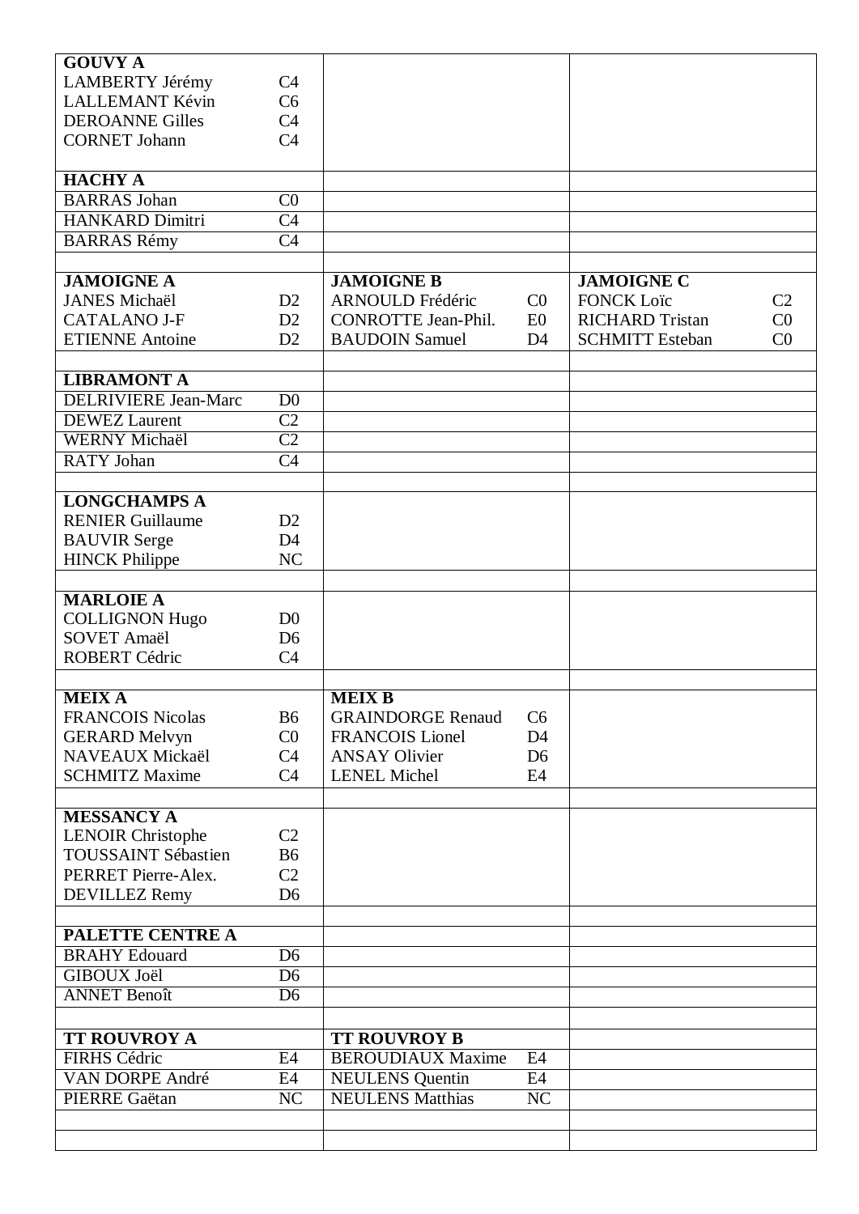| | | | | | |
|---|---|---|---|---|---|
| **GOUVY A** | | | | | |
| LAMBERTY Jérémy | C4 | | | | |
| LALLEMANT Kévin | C6 | | | | |
| DEROANNE Gilles | C4 | | | | |
| CORNET Johann | C4 | | | | |
| | | | | | |
| **HACHY A** | | | | | |
| BARRAS Johan | C0 | | | | |
| HANKARD Dimitri | C4 | | | | |
| BARRAS Rémy | C4 | | | | |
| | | | | | |
| **JAMOIGNE A** | | **JAMOIGNE B** | | **JAMOIGNE C** | |
| JANES Michaël | D2 | ARNOULD Frédéric | C0 | FONCK Loïc | C2 |
| CATALANO J-F | D2 | CONROTTE Jean-Phil. | E0 | RICHARD Tristan | C0 |
| ETIENNE Antoine | D2 | BAUDOIN Samuel | D4 | SCHMITT Esteban | C0 |
| | | | | | |
| **LIBRAMONT A** | | | | | |
| DELRIVIERE Jean-Marc | D0 | | | | |
| DEWEZ Laurent | C2 | | | | |
| WERNY Michaël | C2 | | | | |
| RATY Johan | C4 | | | | |
| | | | | | |
| **LONGCHAMPS A** | | | | | |
| RENIER Guillaume | D2 | | | | |
| BAUVIR Serge | D4 | | | | |
| HINCK Philippe | NC | | | | |
| | | | | | |
| **MARLOIE A** | | | | | |
| COLLIGNON Hugo | D0 | | | | |
| SOVET Amaël | D6 | | | | |
| ROBERT Cédric | C4 | | | | |
| | | | | | |
| **MEIX A** | | **MEIX B** | | | |
| FRANCOIS Nicolas | B6 | GRAINDORGE Renaud | C6 | | |
| GERARD Melvyn | C0 | FRANCOIS Lionel | D4 | | |
| NAVEAUX Mickaël | C4 | ANSAY Olivier | D6 | | |
| SCHMITZ Maxime | C4 | LENEL Michel | E4 | | |
| | | | | | |
| **MESSANCY A** | | | | | |
| LENOIR Christophe | C2 | | | | |
| TOUSSAINT Sébastien | B6 | | | | |
| PERRET Pierre-Alex. | C2 | | | | |
| DEVILLEZ Remy | D6 | | | | |
| | | | | | |
| **PALETTE CENTRE A** | | | | | |
| BRAHY Edouard | D6 | | | | |
| GIBOUX Joël | D6 | | | | |
| ANNET Benoît | D6 | | | | |
| | | | | | |
| **TT ROUVROY A** | | **TT ROUVROY B** | | | |
| FIRHS Cédric | E4 | BEROUDIAUX Maxime | E4 | | |
| VAN DORPE André | E4 | NEULENS Quentin | E4 | | |
| PIERRE Gaëtan | NC | NEULENS Matthias | NC | | |
| | | | | | |
| | | | | | |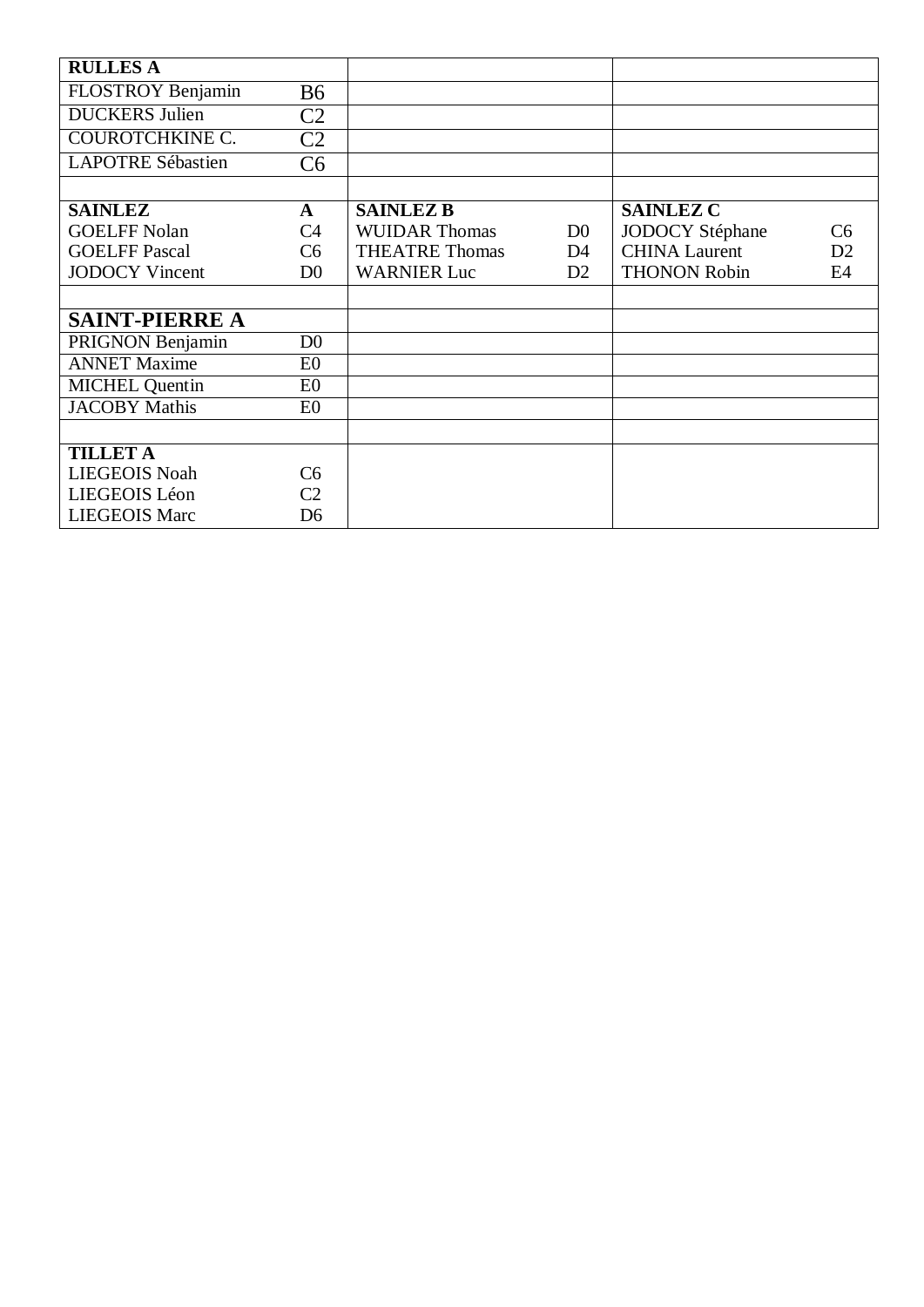| | | | | | |
|---|---|---|---|---|---|
| **RULLES A** | | | | | |
| FLOSTROY Benjamin | B6 | | | | |
| DUCKERS Julien | C2 | | | | |
| COUROTCHKINE C. | C2 | | | | |
| LAPOTRE Sébastien | C6 | | | | |
| | | | | | |
| **SAINLEZ** | **A** | **SAINLEZ B** | | **SAINLEZ C** | |
| GOELFF Nolan | C4 | WUIDAR Thomas | D0 | JODOCY Stéphane | C6 |
| GOELFF Pascal | C6 | THEATRE Thomas | D4 | CHINA Laurent | D2 |
| JODOCY Vincent | D0 | WARNIER Luc | D2 | THONON Robin | E4 |
| | | | | | |
| **SAINT-PIERRE A** | | | | | |
| PRIGNON Benjamin | D0 | | | | |
| ANNET Maxime | E0 | | | | |
| MICHEL Quentin | E0 | | | | |
| JACOBY Mathis | E0 | | | | |
| | | | | | |
| **TILLET A** | | | | | |
| LIEGEOIS Noah | C6 | | | | |
| LIEGEOIS Léon | C2 | | | | |
| LIEGEOIS Marc | D6 | | | | |